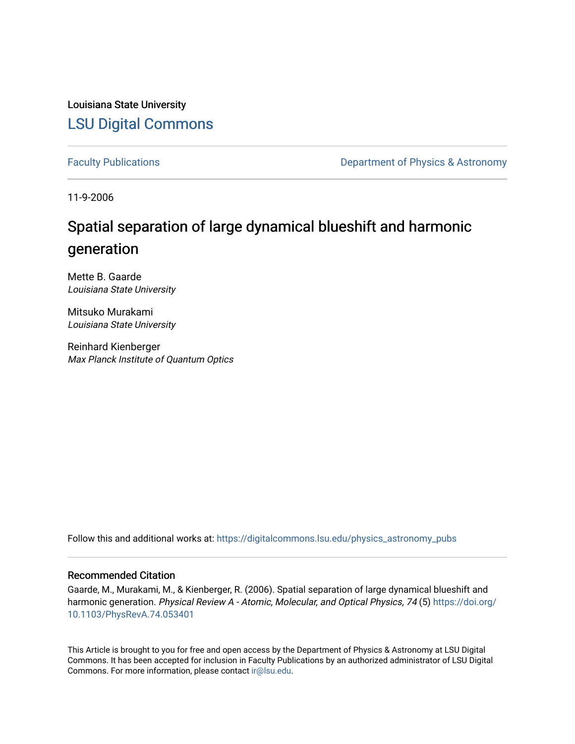Louisiana State University

# LSU Digital Commons

Faculty Publications | Department of Physics & Astronomy

11-9-2006

## Spatial separation of large dynamical blueshift and harmonic generation

Mette B. Gaarde
*Louisiana State University*

Mitsuko Murakami
*Louisiana State University*

Reinhard Kienberger
*Max Planck Institute of Quantum Optics*

Follow this and additional works at: https://digitalcommons.lsu.edu/physics_astronomy_pubs

### Recommended Citation

Gaarde, M., Murakami, M., & Kienberger, R. (2006). Spatial separation of large dynamical blueshift and harmonic generation. *Physical Review A - Atomic, Molecular, and Optical Physics, 74* (5) https://doi.org/10.1103/PhysRevA.74.053401

This Article is brought to you for free and open access by the Department of Physics & Astronomy at LSU Digital Commons. It has been accepted for inclusion in Faculty Publications by an authorized administrator of LSU Digital Commons. For more information, please contact ir@lsu.edu.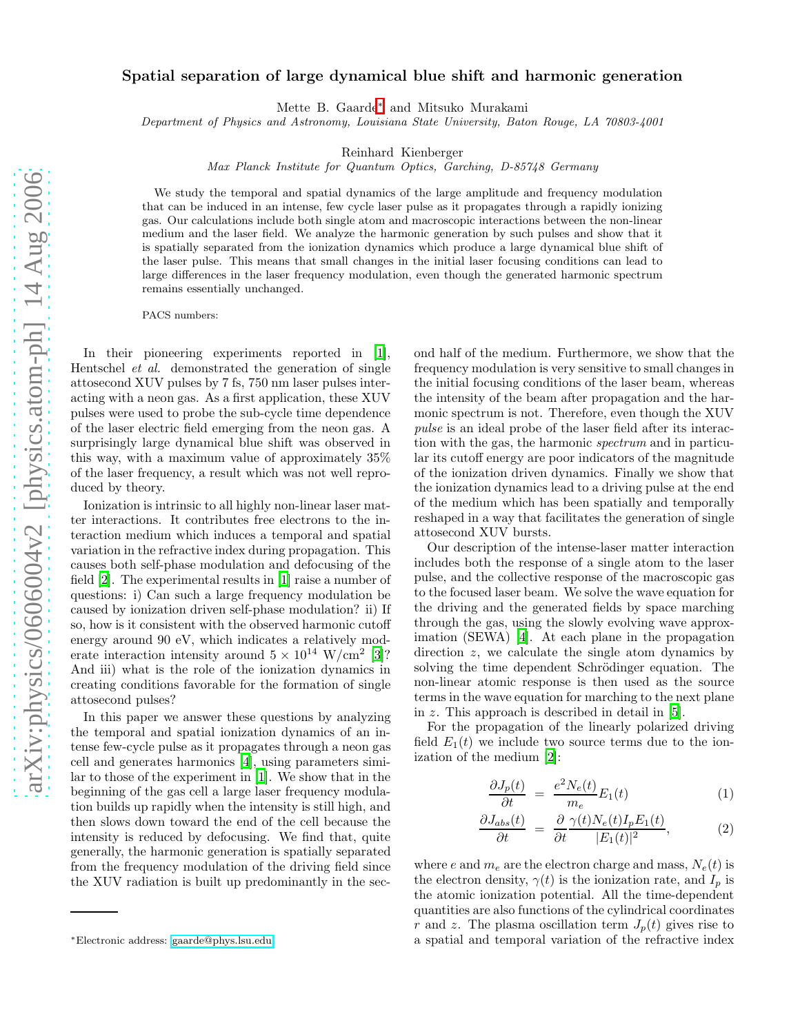# Spatial separation of large dynamical blue shift and harmonic generation

Mette B. Gaarde* and Mitsuko Murakami

*Department of Physics and Astronomy, Louisiana State University, Baton Rouge, LA 70803-4001*

Reinhard Kienberger

*Max Planck Institute for Quantum Optics, Garching, D-85748 Germany*

We study the temporal and spatial dynamics of the large amplitude and frequency modulation that can be induced in an intense, few cycle laser pulse as it propagates through a rapidly ionizing gas. Our calculations include both single atom and macroscopic interactions between the non-linear medium and the laser field. We analyze the harmonic generation by such pulses and show that it is spatially separated from the ionization dynamics which produce a large dynamical blue shift of the laser pulse. This means that small changes in the initial laser focusing conditions can lead to large differences in the laser frequency modulation, even though the generated harmonic spectrum remains essentially unchanged.

PACS numbers:

In their pioneering experiments reported in [1], Hentschel *et al.* demonstrated the generation of single attosecond XUV pulses by 7 fs, 750 nm laser pulses interacting with a neon gas. As a first application, these XUV pulses were used to probe the sub-cycle time dependence of the laser electric field emerging from the neon gas. A surprisingly large dynamical blue shift was observed in this way, with a maximum value of approximately 35% of the laser frequency, a result which was not well reproduced by theory.

Ionization is intrinsic to all highly non-linear laser matter interactions. It contributes free electrons to the interaction medium which induces a temporal and spatial variation in the refractive index during propagation. This causes both self-phase modulation and defocusing of the field [2]. The experimental results in [1] raise a number of questions: i) Can such a large frequency modulation be caused by ionization driven self-phase modulation? ii) If so, how is it consistent with the observed harmonic cutoff energy around 90 eV, which indicates a relatively moderate interaction intensity around $5 \times 10^{14}$ W/cm$^2$ [3]? And iii) what is the role of the ionization dynamics in creating conditions favorable for the formation of single attosecond pulses?

In this paper we answer these questions by analyzing the temporal and spatial ionization dynamics of an intense few-cycle pulse as it propagates through a neon gas cell and generates harmonics [4], using parameters similar to those of the experiment in [1]. We show that in the beginning of the gas cell a large laser frequency modulation builds up rapidly when the intensity is still high, and then slows down toward the end of the cell because the intensity is reduced by defocusing. We find that, quite generally, the harmonic generation is spatially separated from the frequency modulation of the driving field since the XUV radiation is built up predominantly in the second half of the medium. Furthermore, we show that the frequency modulation is very sensitive to small changes in the initial focusing conditions of the laser beam, whereas the intensity of the beam after propagation and the harmonic spectrum is not. Therefore, even though the XUV *pulse* is an ideal probe of the laser field after its interaction with the gas, the harmonic *spectrum* and in particular its cutoff energy are poor indicators of the magnitude of the ionization driven dynamics. Finally we show that the ionization dynamics lead to a driving pulse at the end of the medium which has been spatially and temporally reshaped in a way that facilitates the generation of single attosecond XUV bursts.

Our description of the intense-laser matter interaction includes both the response of a single atom to the laser pulse, and the collective response of the macroscopic gas to the focused laser beam. We solve the wave equation for the driving and the generated fields by space marching through the gas, using the slowly evolving wave approximation (SEWA) [4]. At each plane in the propagation direction $z$, we calculate the single atom dynamics by solving the time dependent Schrödinger equation. The non-linear atomic response is then used as the source terms in the wave equation for marching to the next plane in $z$. This approach is described in detail in [5].

For the propagation of the linearly polarized driving field $E_1(t)$ we include two source terms due to the ionization of the medium [2]:

$$\frac{\partial J_p(t)}{\partial t} = \frac{e^2 N_e(t)}{m_e} E_1(t) \tag{1}$$

$$\frac{\partial J_{abs}(t)}{\partial t} = \frac{\partial}{\partial t} \frac{\gamma(t) N_e(t) I_p E_1(t)}{|E_1(t)|^2}, \tag{2}$$

where $e$ and $m_e$ are the electron charge and mass, $N_e(t)$ is the electron density, $\gamma(t)$ is the ionization rate, and $I_p$ is the atomic ionization potential. All the time-dependent quantities are also functions of the cylindrical coordinates $r$ and $z$. The plasma oscillation term $J_p(t)$ gives rise to a spatial and temporal variation of the refractive index

*Electronic address: gaarde@phys.lsu.edu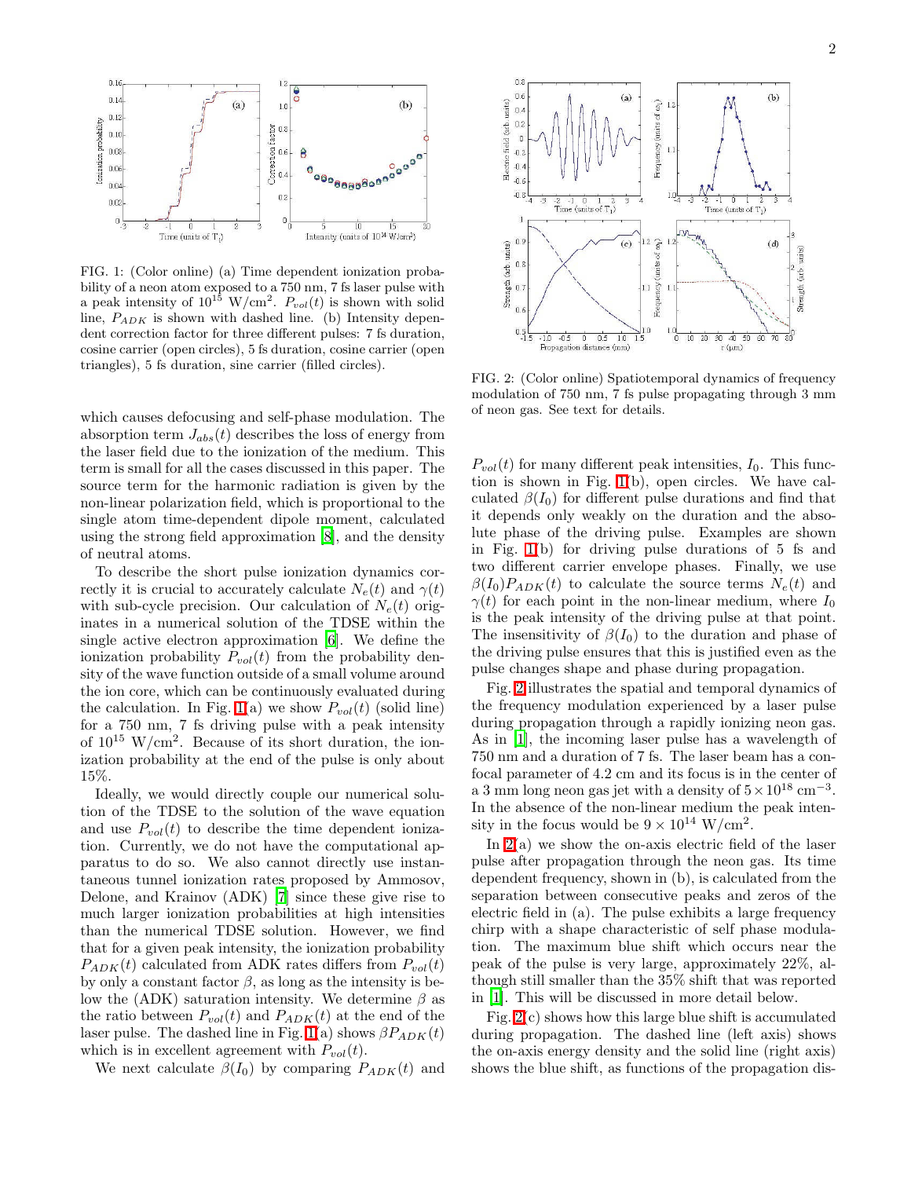FIG. 1: (Color online) (a) Time dependent ionization probability of a neon atom exposed to a 750 nm, 7 fs laser pulse with a peak intensity of $10^{15}$ W/cm$^2$. $P_{vol}(t)$ is shown with solid line, $P_{ADK}$ is shown with dashed line. (b) Intensity dependent correction factor for three different pulses: 7 fs duration, cosine carrier (open circles), 5 fs duration, cosine carrier (open triangles), 5 fs duration, sine carrier (filled circles).

which causes defocusing and self-phase modulation. The absorption term $J_{abs}(t)$ describes the loss of energy from the laser field due to the ionization of the medium. This term is small for all the cases discussed in this paper. The source term for the harmonic radiation is given by the non-linear polarization field, which is proportional to the single atom time-dependent dipole moment, calculated using the strong field approximation [8], and the density of neutral atoms.

To describe the short pulse ionization dynamics correctly it is crucial to accurately calculate $N_e(t)$ and $\gamma(t)$ with sub-cycle precision. Our calculation of $N_e(t)$ originates in a numerical solution of the TDSE within the single active electron approximation [6]. We define the ionization probability $P_{vol}(t)$ from the probability density of the wave function outside of a small volume around the ion core, which can be continuously evaluated during the calculation. In Fig. 1(a) we show $P_{vol}(t)$ (solid line) for a 750 nm, 7 fs driving pulse with a peak intensity of $10^{15}$ W/cm$^2$. Because of its short duration, the ionization probability at the end of the pulse is only about 15%.

Ideally, we would directly couple our numerical solution of the TDSE to the solution of the wave equation and use $P_{vol}(t)$ to describe the time dependent ionization. Currently, we do not have the computational apparatus to do so. We also cannot directly use instantaneous tunnel ionization rates proposed by Ammosov, Delone, and Krainov (ADK) [7] since these give rise to much larger ionization probabilities at high intensities than the numerical TDSE solution. However, we find that for a given peak intensity, the ionization probability $P_{ADK}(t)$ calculated from ADK rates differs from $P_{vol}(t)$ by only a constant factor $\beta$, as long as the intensity is below the (ADK) saturation intensity. We determine $\beta$ as the ratio between $P_{vol}(t)$ and $P_{ADK}(t)$ at the end of the laser pulse. The dashed line in Fig. 1(a) shows $\beta P_{ADK}(t)$ which is in excellent agreement with $P_{vol}(t)$.

We next calculate $\beta(I_0)$ by comparing $P_{ADK}(t)$ and $P_{vol}(t)$ for many different peak intensities, $I_0$. This function is shown in Fig. 1(b), open circles. We have calculated $\beta(I_0)$ for different pulse durations and find that it depends only weakly on the duration and the absolute phase of the driving pulse. Examples are shown in Fig. 1(b) for driving pulse durations of 5 fs and two different carrier envelope phases. Finally, we use $\beta(I_0)P_{ADK}(t)$ to calculate the source terms $N_e(t)$ and $\gamma(t)$ for each point in the non-linear medium, where $I_0$ is the peak intensity of the driving pulse at that point. The insensitivity of $\beta(I_0)$ to the duration and phase of the driving pulse ensures that this is justified even as the pulse changes shape and phase during propagation.

FIG. 2: (Color online) Spatiotemporal dynamics of frequency modulation of 750 nm, 7 fs pulse propagating through 3 mm of neon gas. See text for details.

Fig. 2 illustrates the spatial and temporal dynamics of the frequency modulation experienced by a laser pulse during propagation through a rapidly ionizing neon gas. As in [1], the incoming laser pulse has a wavelength of 750 nm and a duration of 7 fs. The laser beam has a confocal parameter of 4.2 cm and its focus is in the center of a 3 mm long neon gas jet with a density of $5 \times 10^{18}$ cm$^{-3}$. In the absence of the non-linear medium the peak intensity in the focus would be $9 \times 10^{14}$ W/cm$^2$.

In 2(a) we show the on-axis electric field of the laser pulse after propagation through the neon gas. Its time dependent frequency, shown in (b), is calculated from the separation between consecutive peaks and zeros of the electric field in (a). The pulse exhibits a large frequency chirp with a shape characteristic of self phase modulation. The maximum blue shift which occurs near the peak of the pulse is very large, approximately 22%, although still smaller than the 35% shift that was reported in [1]. This will be discussed in more detail below.

Fig. 2(c) shows how this large blue shift is accumulated during propagation. The dashed line (left axis) shows the on-axis energy density and the solid line (right axis) shows the blue shift, as functions of the propagation dis-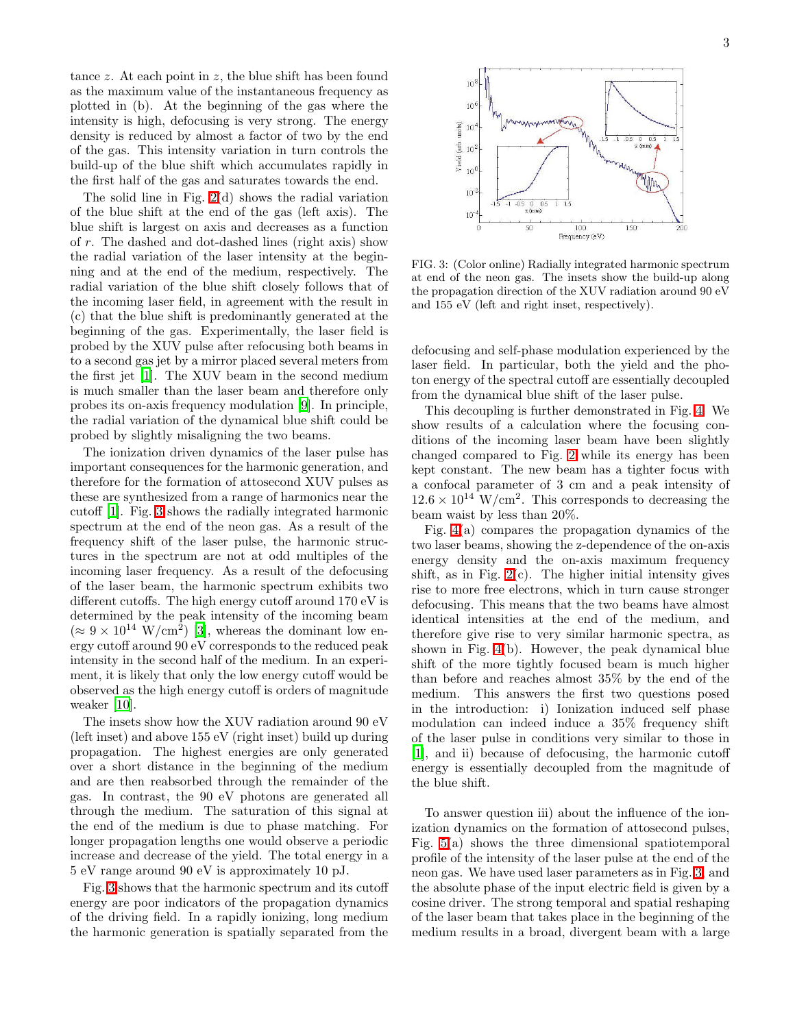tance $z$. At each point in $z$, the blue shift has been found as the maximum value of the instantaneous frequency as plotted in (b). At the beginning of the gas where the intensity is high, defocusing is very strong. The energy density is reduced by almost a factor of two by the end of the gas. This intensity variation in turn controls the build-up of the blue shift which accumulates rapidly in the first half of the gas and saturates towards the end.

The solid line in Fig. 2(d) shows the radial variation of the blue shift at the end of the gas (left axis). The blue shift is largest on axis and decreases as a function of $r$. The dashed and dot-dashed lines (right axis) show the radial variation of the laser intensity at the beginning and at the end of the medium, respectively. The radial variation of the blue shift closely follows that of the incoming laser field, in agreement with the result in (c) that the blue shift is predominantly generated at the beginning of the gas. Experimentally, the laser field is probed by the XUV pulse after refocusing both beams in to a second gas jet by a mirror placed several meters from the first jet [1]. The XUV beam in the second medium is much smaller than the laser beam and therefore only probes its on-axis frequency modulation [9]. In principle, the radial variation of the dynamical blue shift could be probed by slightly misaligning the two beams.

The ionization driven dynamics of the laser pulse has important consequences for the harmonic generation, and therefore for the formation of attosecond XUV pulses as these are synthesized from a range of harmonics near the cutoff [1]. Fig. 3 shows the radially integrated harmonic spectrum at the end of the neon gas. As a result of the frequency shift of the laser pulse, the harmonic structures in the spectrum are not at odd multiples of the incoming laser frequency. As a result of the defocusing of the laser beam, the harmonic spectrum exhibits two different cutoffs. The high energy cutoff around 170 eV is determined by the peak intensity of the incoming beam ($\approx 9 \times 10^{14}$ W/cm$^2$) [3], whereas the dominant low energy cutoff around 90 eV corresponds to the reduced peak intensity in the second half of the medium. In an experiment, it is likely that only the low energy cutoff would be observed as the high energy cutoff is orders of magnitude weaker [10].

The insets show how the XUV radiation around 90 eV (left inset) and above 155 eV (right inset) build up during propagation. The highest energies are only generated over a short distance in the beginning of the medium and are then reabsorbed through the remainder of the gas. In contrast, the 90 eV photons are generated all through the medium. The saturation of this signal at the end of the medium is due to phase matching. For longer propagation lengths one would observe a periodic increase and decrease of the yield. The total energy in a 5 eV range around 90 eV is approximately 10 pJ.

Fig. 3 shows that the harmonic spectrum and its cutoff energy are poor indicators of the propagation dynamics of the driving field. In a rapidly ionizing, long medium the harmonic generation is spatially separated from the defocusing and self-phase modulation experienced by the laser field. In particular, both the yield and the photon energy of the spectral cutoff are essentially decoupled from the dynamical blue shift of the laser pulse.

FIG. 3: (Color online) Radially integrated harmonic spectrum at end of the neon gas. The insets show the build-up along the propagation direction of the XUV radiation around 90 eV and 155 eV (left and right inset, respectively).

This decoupling is further demonstrated in Fig. 4. We show results of a calculation where the focusing conditions of the incoming laser beam have been slightly changed compared to Fig. 2 while its energy has been kept constant. The new beam has a tighter focus with a confocal parameter of 3 cm and a peak intensity of $12.6 \times 10^{14}$ W/cm$^2$. This corresponds to decreasing the beam waist by less than 20%.

Fig. 4(a) compares the propagation dynamics of the two laser beams, showing the z-dependence of the on-axis energy density and the on-axis maximum frequency shift, as in Fig. 2(c). The higher initial intensity gives rise to more free electrons, which in turn cause stronger defocusing. This means that the two beams have almost identical intensities at the end of the medium, and therefore give rise to very similar harmonic spectra, as shown in Fig. 4(b). However, the peak dynamical blue shift of the more tightly focused beam is much higher than before and reaches almost 35% by the end of the medium. This answers the first two questions posed in the introduction: i) Ionization induced self phase modulation can indeed induce a 35% frequency shift of the laser pulse in conditions very similar to those in [1], and ii) because of defocusing, the harmonic cutoff energy is essentially decoupled from the magnitude of the blue shift.

To answer question iii) about the influence of the ionization dynamics on the formation of attosecond pulses, Fig. 5(a) shows the three dimensional spatiotemporal profile of the intensity of the laser pulse at the end of the neon gas. We have used laser parameters as in Fig. 3, and the absolute phase of the input electric field is given by a cosine driver. The strong temporal and spatial reshaping of the laser beam that takes place in the beginning of the medium results in a broad, divergent beam with a large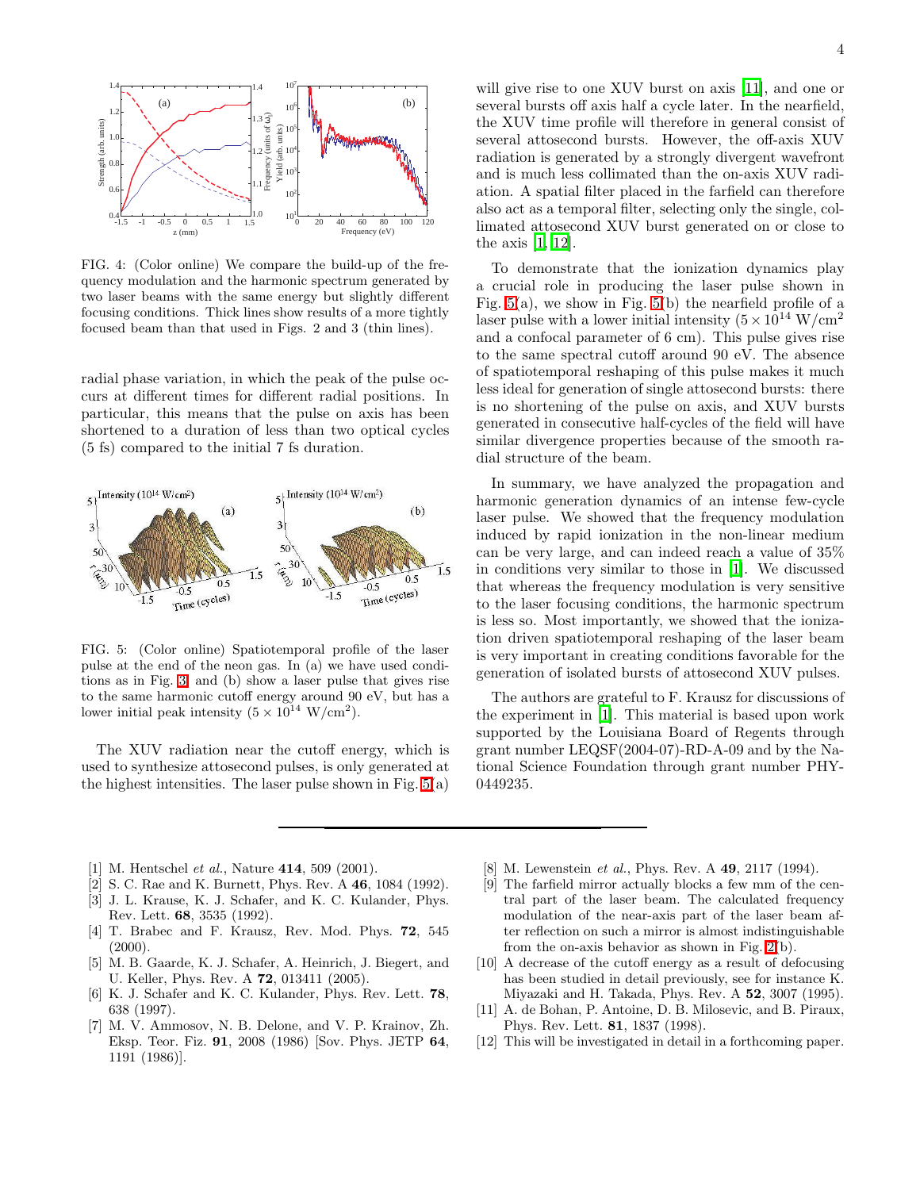(a)

Strength (arb. units)

Frequency (units of $\omega_0$)

z (mm)

(b)

Yield (arb. units)

Frequency (eV)

FIG. 4: (Color online) We compare the build-up of the frequency modulation and the harmonic spectrum generated by two laser beams with the same energy but slightly different focusing conditions. Thick lines show results of a more tightly focused beam than that used in Figs. 2 and 3 (thin lines).

radial phase variation, in which the peak of the pulse occurs at different times for different radial positions. In particular, this means that the pulse on axis has been shortened to a duration of less than two optical cycles (5 fs) compared to the initial 7 fs duration.

Intensity ($10^{14}$ W/cm$^2$)

(a)

r ($\mu$m)

Time (cycles)

Intensity ($10^{14}$ W/cm$^2$)

(b)

r ($\mu$m)

Time (cycles)

FIG. 5: (Color online) Spatiotemporal profile of the laser pulse at the end of the neon gas. In (a) we have used conditions as in Fig. 3 and (b) show a laser pulse that gives rise to the same harmonic cutoff energy around 90 eV, but has a lower initial peak intensity ($5 \times 10^{14}$ W/cm$^2$).

The XUV radiation near the cutoff energy, which is used to synthesize attosecond pulses, is only generated at the highest intensities. The laser pulse shown in Fig. 5(a) will give rise to one XUV burst on axis [11], and one or several bursts off axis half a cycle later. In the nearfield, the XUV time profile will therefore in general consist of several attosecond bursts. However, the off-axis XUV radiation is generated by a strongly divergent wavefront and is much less collimated than the on-axis XUV radiation. A spatial filter placed in the farfield can therefore also act as a temporal filter, selecting only the single, collimated attosecond XUV burst generated on or close to the axis [1, 12].

To demonstrate that the ionization dynamics play a crucial role in producing the laser pulse shown in Fig. 5(a), we show in Fig. 5(b) the nearfield profile of a laser pulse with a lower initial intensity ($5 \times 10^{14}$ W/cm$^2$ and a confocal parameter of 6 cm). This pulse gives rise to the same spectral cutoff around 90 eV. The absence of spatiotemporal reshaping of this pulse makes it much less ideal for generation of single attosecond bursts: there is no shortening of the pulse on axis, and XUV bursts generated in consecutive half-cycles of the field will have similar divergence properties because of the smooth radial structure of the beam.

In summary, we have analyzed the propagation and harmonic generation dynamics of an intense few-cycle laser pulse. We showed that the frequency modulation induced by rapid ionization in the non-linear medium can be very large, and can indeed reach a value of 35% in conditions very similar to those in [1]. We discussed that whereas the frequency modulation is very sensitive to the laser focusing conditions, the harmonic spectrum is less so. Most importantly, we showed that the ionization driven spatiotemporal reshaping of the laser beam is very important in creating conditions favorable for the generation of isolated bursts of attosecond XUV pulses.

The authors are grateful to F. Krausz for discussions of the experiment in [1]. This material is based upon work supported by the Louisiana Board of Regents through grant number LEQSF(2004-07)-RD-A-09 and by the National Science Foundation through grant number PHY-0449235.

---

[1] M. Hentschel *et al.*, Nature **414**, 509 (2001).

[2] S. C. Rae and K. Burnett, Phys. Rev. A **46**, 1084 (1992).

[3] J. L. Krause, K. J. Schafer, and K. C. Kulander, Phys. Rev. Lett. **68**, 3535 (1992).

[4] T. Brabec and F. Krausz, Rev. Mod. Phys. **72**, 545 (2000).

[5] M. B. Gaarde, K. J. Schafer, A. Heinrich, J. Biegert, and U. Keller, Phys. Rev. A **72**, 013411 (2005).

[6] K. J. Schafer and K. C. Kulander, Phys. Rev. Lett. **78**, 638 (1997).

[7] M. V. Ammosov, N. B. Delone, and V. P. Krainov, Zh. Eksp. Teor. Fiz. **91**, 2008 (1986) [Sov. Phys. JETP **64**, 1191 (1986)].

[8] M. Lewenstein *et al.*, Phys. Rev. A **49**, 2117 (1994).

[9] The farfield mirror actually blocks a few mm of the central part of the laser beam. The calculated frequency modulation of the near-axis part of the laser beam after reflection on such a mirror is almost indistinguishable from the on-axis behavior as shown in Fig. 2(b).

[10] A decrease of the cutoff energy as a result of defocusing has been studied in detail previously, see for instance K. Miyazaki and H. Takada, Phys. Rev. A **52**, 3007 (1995).

[11] A. de Bohan, P. Antoine, D. B. Milosevic, and B. Piraux, Phys. Rev. Lett. **81**, 1837 (1998).

[12] This will be investigated in detail in a forthcoming paper.